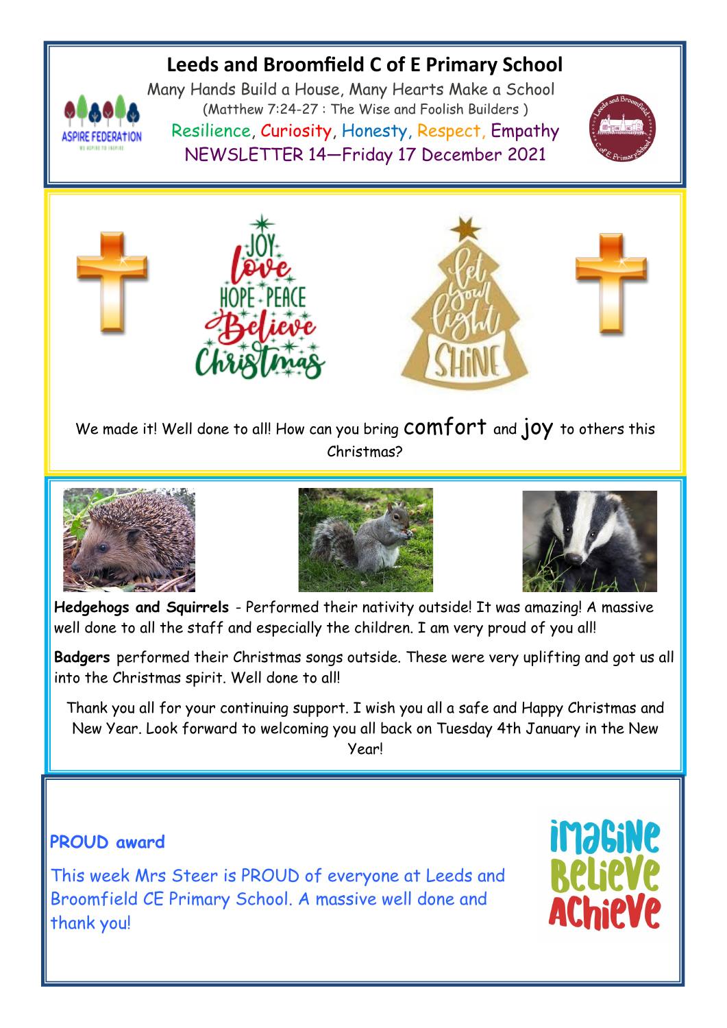# Leeds and Broomfield C of E Primary School

Many Hands Build a House, Many Hearts Make a School
(Matthew 7:24-27 : The Wise and Foolish Builders )
Resilience, Curiosity, Honesty, Respect, Empathy
NEWSLETTER 14—Friday 17 December 2021

We made it! Well done to all! How can you bring comfort and joy to others this Christmas?

**Hedgehogs and Squirrels** - Performed their nativity outside! It was amazing! A massive well done to all the staff and especially the children. I am very proud of you all!

**Badgers** performed their Christmas songs outside. These were very uplifting and got us all into the Christmas spirit. Well done to all!

Thank you all for your continuing support. I wish you all a safe and Happy Christmas and New Year. Look forward to welcoming you all back on Tuesday 4th January in the New Year!

## PROUD award

This week Mrs Steer is PROUD of everyone at Leeds and Broomfield CE Primary School. A massive well done and thank you!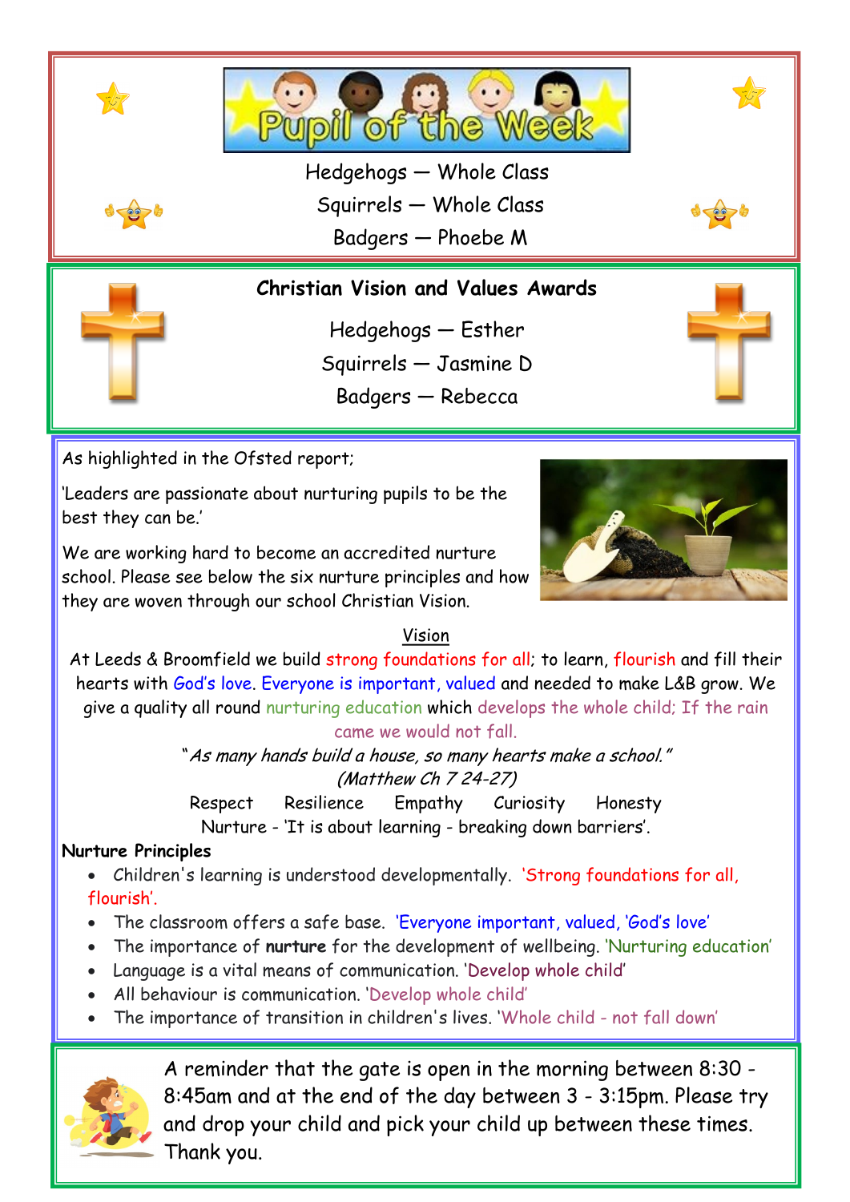## Pupil of the Week

Hedgehogs — Whole Class

Squirrels — Whole Class

Badgers — Phoebe M

## Christian Vision and Values Awards

Hedgehogs — Esther

Squirrels — Jasmine D

Badgers — Rebecca

As highlighted in the Ofsted report;

'Leaders are passionate about nurturing pupils to be the best they can be.'

We are working hard to become an accredited nurture school. Please see below the six nurture principles and how they are woven through our school Christian Vision.

Vision

At Leeds & Broomfield we build strong foundations for all; to learn, flourish and fill their hearts with God's love. Everyone is important, valued and needed to make L&B grow. We give a quality all round nurturing education which develops the whole child; If the rain came we would not fall.

*"As many hands build a house, so many hearts make a school."*
*(Matthew Ch 7 24-27)*

Respect Resilience Empathy Curiosity Honesty

Nurture - 'It is about learning - breaking down barriers'.

**Nurture Principles**

- Children's learning is understood developmentally. 'Strong foundations for all, flourish'.
- The classroom offers a safe base. 'Everyone important, valued, 'God's love'
- The importance of **nurture** for the development of wellbeing. 'Nurturing education'
- Language is a vital means of communication. 'Develop whole child'
- All behaviour is communication. 'Develop whole child'
- The importance of transition in children's lives. 'Whole child - not fall down'

A reminder that the gate is open in the morning between 8:30 - 8:45am and at the end of the day between 3 - 3:15pm. Please try and drop your child and pick your child up between these times. Thank you.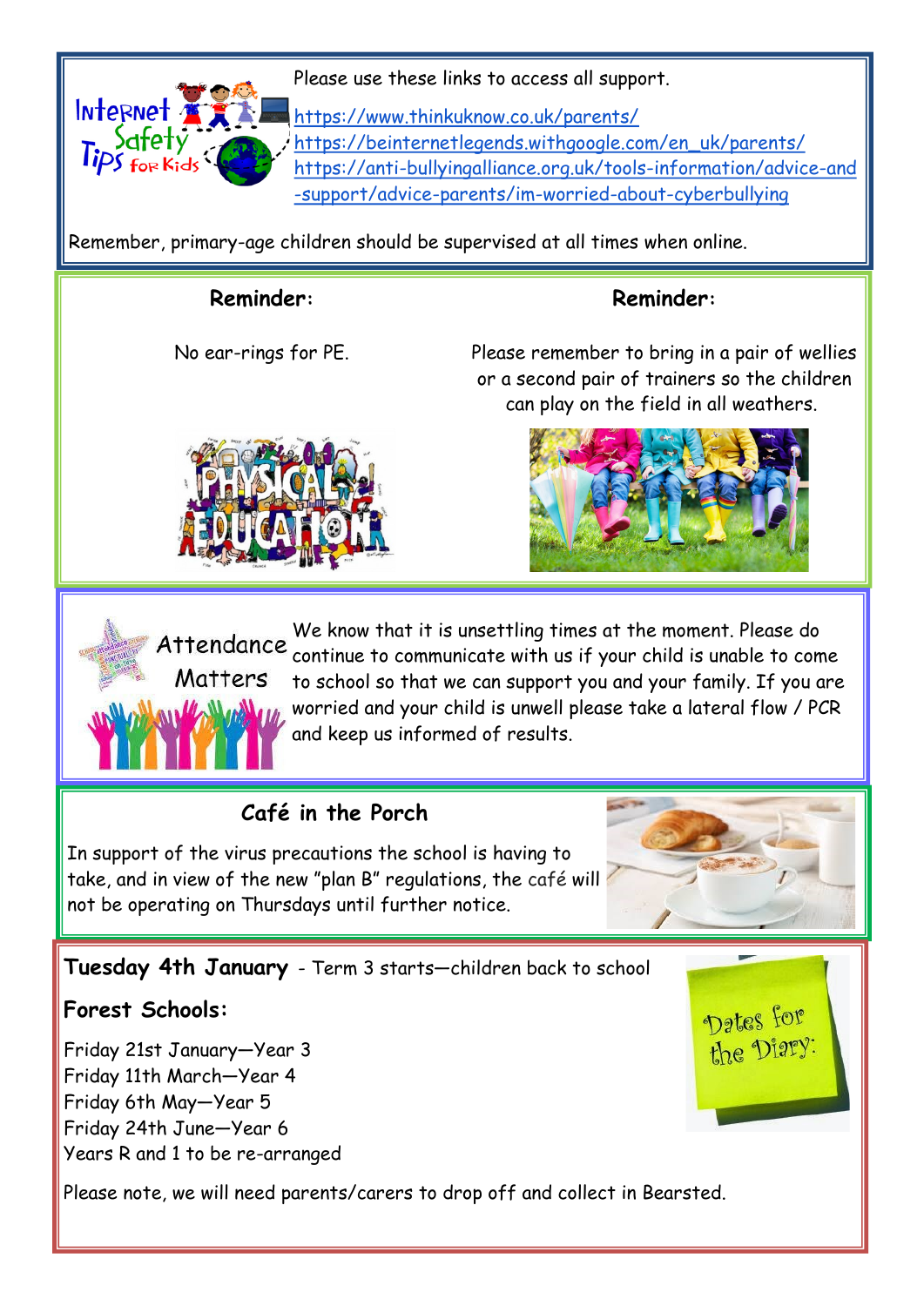**Internet Safety Tips for Kids**

Please use these links to access all support.

https://www.thinkuknow.co.uk/parents/
https://beinternetlegends.withgoogle.com/en_uk/parents/
https://anti-bullyingalliance.org.uk/tools-information/advice-and-support/advice-parents/im-worried-about-cyberbullying

Remember, primary-age children should be supervised at all times when online.

**Reminder:**

No ear-rings for PE.

**Reminder:**

Please remember to bring in a pair of wellies or a second pair of trainers so the children can play on the field in all weathers.

**Attendance Matters**

We know that it is unsettling times at the moment. Please do continue to communicate with us if your child is unable to come to school so that we can support you and your family. If you are worried and your child is unwell please take a lateral flow / PCR and keep us informed of results.

## Café in the Porch

In support of the virus precautions the school is having to take, and in view of the new "plan B" regulations, the café will not be operating on Thursdays until further notice.

## Dates for the Diary:

**Tuesday 4th January** - Term 3 starts—children back to school

**Forest Schools:**

Friday 21st January—Year 3
Friday 11th March—Year 4
Friday 6th May—Year 5
Friday 24th June—Year 6
Years R and 1 to be re-arranged

Please note, we will need parents/carers to drop off and collect in Bearsted.